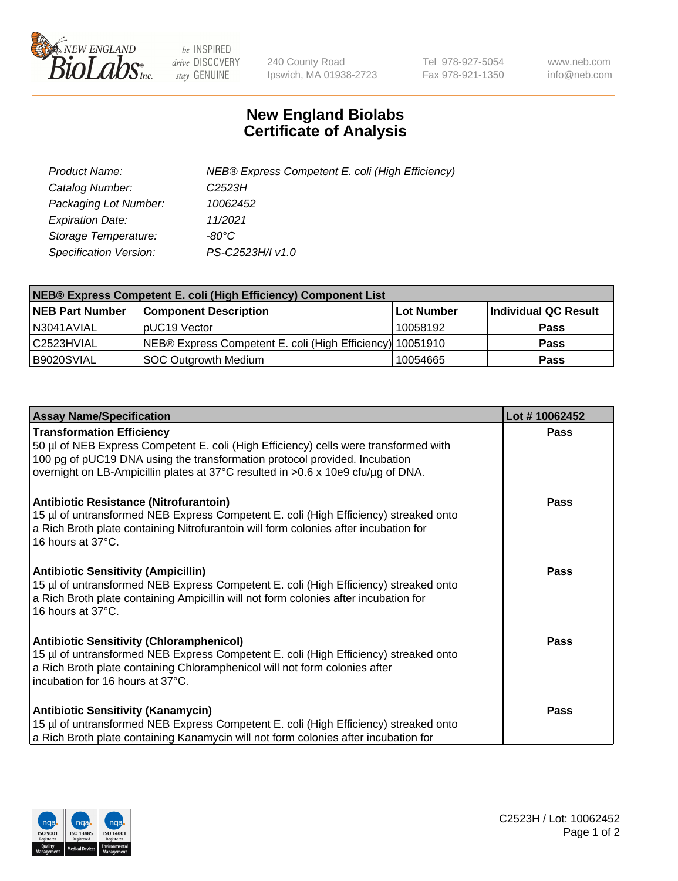# New England Biolabs
# Certificate of Analysis

| | |
|---|---|
| *Product Name:* | *NEB® Express Competent E. coli (High Efficiency)* |
| *Catalog Number:* | *C2523H* |
| *Packaging Lot Number:* | *10062452* |
| *Expiration Date:* | *11/2021* |
| *Storage Temperature:* | *-80°C* |
| *Specification Version:* | *PS-C2523H/I v1.0* |

| NEB® Express Competent E. coli (High Efficiency) Component List | | | |
|---|---|---|---|
| **NEB Part Number** | **Component Description** | **Lot Number** | **Individual QC Result** |
| N3041AVIAL | pUC19 Vector | 10058192 | **Pass** |
| C2523HVIAL | NEB® Express Competent E. coli (High Efficiency) | 10051910 | **Pass** |
| B9020SVIAL | SOC Outgrowth Medium | 10054665 | **Pass** |

| Assay Name/Specification | Lot # 10062452 |
|---|---|
| **Transformation Efficiency**<br>50 µl of NEB Express Competent E. coli (High Efficiency) cells were transformed with 100 pg of pUC19 DNA using the transformation protocol provided. Incubation overnight on LB-Ampicillin plates at 37°C resulted in >0.6 x 10e9 cfu/µg of DNA. | **Pass** |
| **Antibiotic Resistance (Nitrofurantoin)**<br>15 µl of untransformed NEB Express Competent E. coli (High Efficiency) streaked onto a Rich Broth plate containing Nitrofurantoin will form colonies after incubation for 16 hours at 37°C. | **Pass** |
| **Antibiotic Sensitivity (Ampicillin)**<br>15 µl of untransformed NEB Express Competent E. coli (High Efficiency) streaked onto a Rich Broth plate containing Ampicillin will not form colonies after incubation for 16 hours at 37°C. | **Pass** |
| **Antibiotic Sensitivity (Chloramphenicol)**<br>15 µl of untransformed NEB Express Competent E. coli (High Efficiency) streaked onto a Rich Broth plate containing Chloramphenicol will not form colonies after incubation for 16 hours at 37°C. | **Pass** |
| **Antibiotic Sensitivity (Kanamycin)**<br>15 µl of untransformed NEB Express Competent E. coli (High Efficiency) streaked onto a Rich Broth plate containing Kanamycin will not form colonies after incubation for | **Pass** |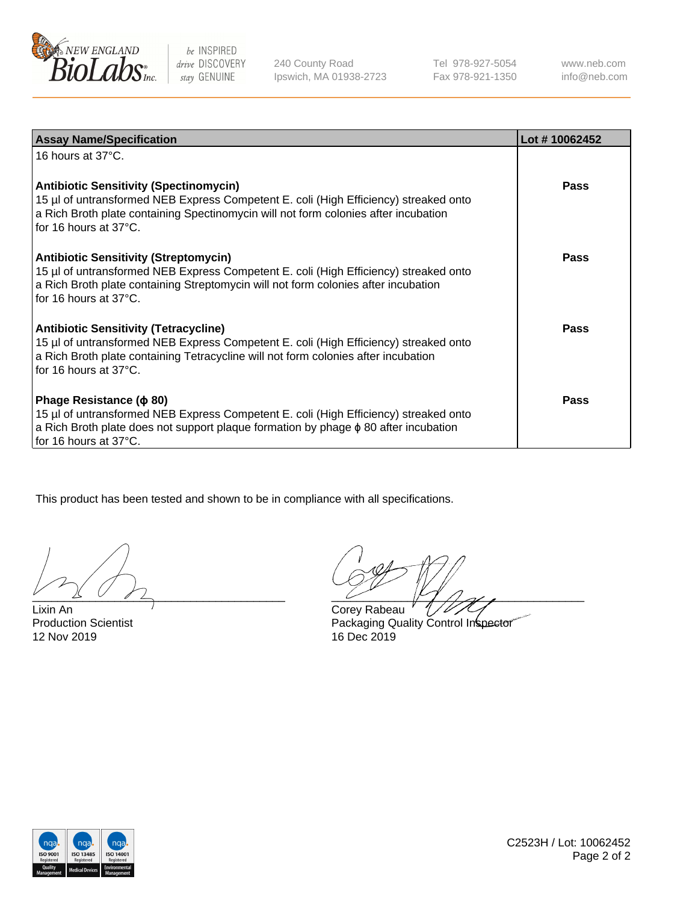| Assay Name/Specification | Lot # 10062452 |
|---|---|
| 16 hours at 37°C. | |
| **Antibiotic Sensitivity (Spectinomycin)**<br>15 µl of untransformed NEB Express Competent E. coli (High Efficiency) streaked onto a Rich Broth plate containing Spectinomycin will not form colonies after incubation for 16 hours at 37°C. | **Pass** |
| **Antibiotic Sensitivity (Streptomycin)**<br>15 µl of untransformed NEB Express Competent E. coli (High Efficiency) streaked onto a Rich Broth plate containing Streptomycin will not form colonies after incubation for 16 hours at 37°C. | **Pass** |
| **Antibiotic Sensitivity (Tetracycline)**<br>15 µl of untransformed NEB Express Competent E. coli (High Efficiency) streaked onto a Rich Broth plate containing Tetracycline will not form colonies after incubation for 16 hours at 37°C. | **Pass** |
| **Phage Resistance (ϕ 80)**<br>15 µl of untransformed NEB Express Competent E. coli (High Efficiency) streaked onto a Rich Broth plate does not support plaque formation by phage ϕ 80 after incubation for 16 hours at 37°C. | **Pass** |

This product has been tested and shown to be in compliance with all specifications.

Lixin An
Production Scientist
12 Nov 2019

Corey Rabeau
Packaging Quality Control Inspector
16 Dec 2019

C2523H / Lot: 10062452